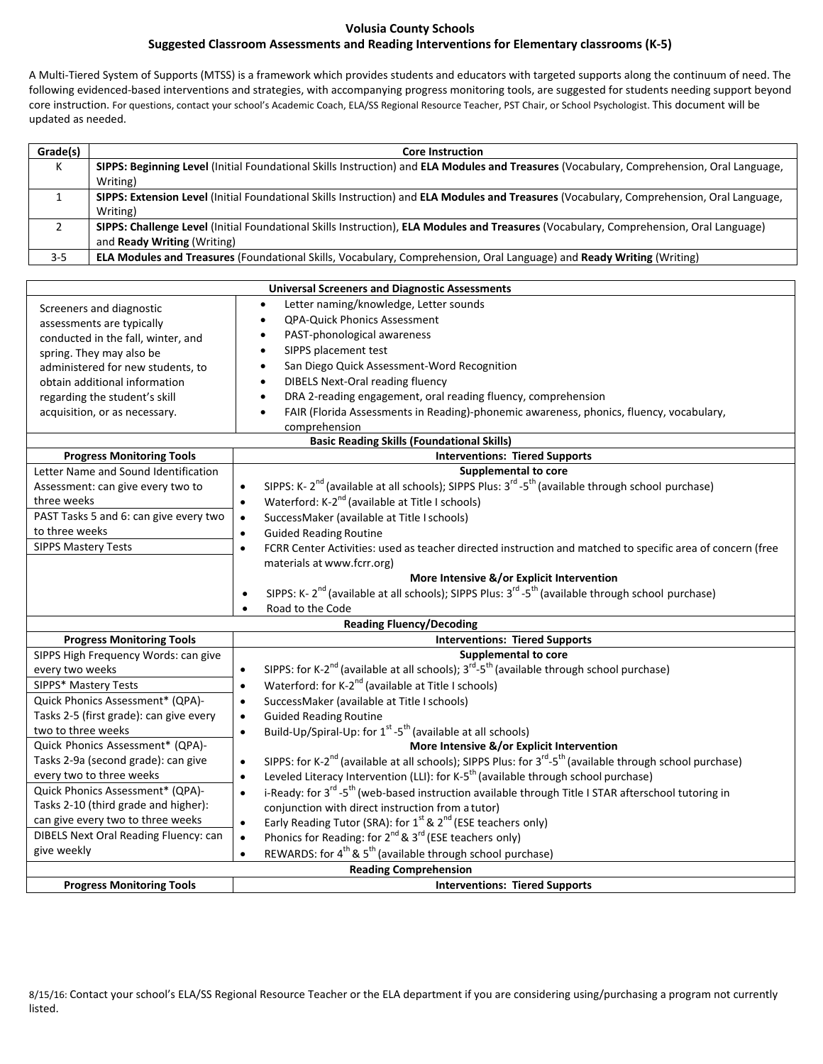# Volusia County Schools

## Suggested Classroom Assessments and Reading Interventions for Elementary classrooms (K-5)

A Multi-Tiered System of Supports (MTSS) is a framework which provides students and educators with targeted supports along the continuum of need. The following evidenced-based interventions and strategies, with accompanying progress monitoring tools, are suggested for students needing support beyond core instruction. For questions, contact your school's Academic Coach, ELA/SS Regional Resource Teacher, PST Chair, or School Psychologist. This document will be updated as needed.

| Grade(s) | Core Instruction |
|---|---|
| K | **SIPPS: Beginning Level** (Initial Foundational Skills Instruction) and **ELA Modules and Treasures** (Vocabulary, Comprehension, Oral Language, Writing) |
| 1 | **SIPPS: Extension Level** (Initial Foundational Skills Instruction) and **ELA Modules and Treasures** (Vocabulary, Comprehension, Oral Language, Writing) |
| 2 | **SIPPS: Challenge Level** (Initial Foundational Skills Instruction), **ELA Modules and Treasures** (Vocabulary, Comprehension, Oral Language) and **Ready Writing** (Writing) |
| 3-5 | **ELA Modules and Treasures** (Foundational Skills, Vocabulary, Comprehension, Oral Language) and **Ready Writing** (Writing) |

| **Universal Screeners and Diagnostic Assessments** | |
|---|---|
| Screeners and diagnostic assessments are typically conducted in the fall, winter, and spring. They may also be administered for new students, to obtain additional information regarding the student's skill acquisition, or as necessary. | • Letter naming/knowledge, Letter sounds<br>• QPA-Quick Phonics Assessment<br>• PAST-phonological awareness<br>• SIPPS placement test<br>• San Diego Quick Assessment-Word Recognition<br>• DIBELS Next-Oral reading fluency<br>• DRA 2-reading engagement, oral reading fluency, comprehension<br>• FAIR (Florida Assessments in Reading)-phonemic awareness, phonics, fluency, vocabulary, comprehension |
| **Basic Reading Skills (Foundational Skills)** | |
| **Progress Monitoring Tools** | **Interventions: Tiered Supports** |
| Letter Name and Sound Identification Assessment: can give every two to three weeks<br>PAST Tasks 5 and 6: can give every two to three weeks<br>SIPPS Mastery Tests | **Supplemental to core**<br>• SIPPS: K- 2nd (available at all schools); SIPPS Plus: 3rd -5th (available through school purchase)<br>• Waterford: K-2nd (available at Title I schools)<br>• SuccessMaker (available at Title I schools)<br>• Guided Reading Routine<br>• FCRR Center Activities: used as teacher directed instruction and matched to specific area of concern (free materials at www.fcrr.org)<br>**More Intensive &/or Explicit Intervention**<br>• SIPPS: K- 2nd (available at all schools); SIPPS Plus: 3rd -5th (available through school purchase)<br>• Road to the Code |
| **Reading Fluency/Decoding** | |
| **Progress Monitoring Tools** | **Interventions: Tiered Supports** |
| SIPPS High Frequency Words: can give every two weeks<br>SIPPS* Mastery Tests<br>Quick Phonics Assessment* (QPA)-Tasks 2-5 (first grade): can give every two to three weeks<br>Quick Phonics Assessment* (QPA)-Tasks 2-9a (second grade): can give every two to three weeks<br>Quick Phonics Assessment* (QPA)-Tasks 2-10 (third grade and higher): can give every two to three weeks<br>DIBELS Next Oral Reading Fluency: can give weekly | **Supplemental to core**<br>• SIPPS: for K-2nd (available at all schools); 3rd-5th (available through school purchase)<br>• Waterford: for K-2nd (available at Title I schools)<br>• SuccessMaker (available at Title I schools)<br>• Guided Reading Routine<br>• Build-Up/Spiral-Up: for 1st -5th (available at all schools)<br>**More Intensive &/or Explicit Intervention**<br>• SIPPS: for K-2nd (available at all schools); SIPPS Plus: for 3rd-5th (available through school purchase)<br>• Leveled Literacy Intervention (LLI): for K-5th (available through school purchase)<br>• i-Ready: for 3rd -5th (web-based instruction available through Title I STAR afterschool tutoring in conjunction with direct instruction from a tutor)<br>• Early Reading Tutor (SRA): for 1st & 2nd (ESE teachers only)<br>• Phonics for Reading: for 2nd & 3rd (ESE teachers only)<br>• REWARDS: for 4th & 5th (available through school purchase) |
| **Reading Comprehension** | |
| **Progress Monitoring Tools** | **Interventions: Tiered Supports** |

8/15/16: Contact your school's ELA/SS Regional Resource Teacher or the ELA department if you are considering using/purchasing a program not currently listed.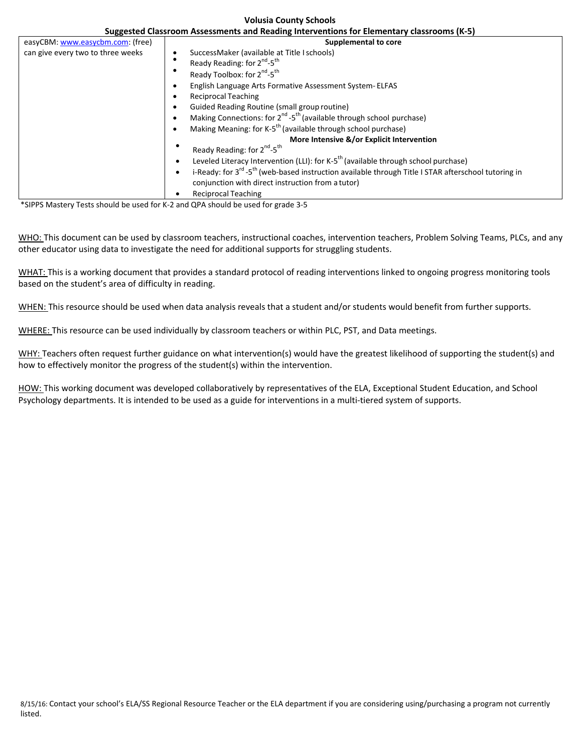**Volusia County Schools**

**Suggested Classroom Assessments and Reading Interventions for Elementary classrooms (K-5)**

| | |
|---|---|
| easyCBM: www.easycbm.com: (free) can give every two to three weeks | **Supplemental to core**<br>• SuccessMaker (available at Title I schools)<br>• Ready Reading: for 2nd-5th<br>• Ready Toolbox: for 2nd-5th<br>• English Language Arts Formative Assessment System- ELFAS<br>• Reciprocal Teaching<br>• Guided Reading Routine (small group routine)<br>• Making Connections: for 2nd -5th (available through school purchase)<br>• Making Meaning: for K-5th (available through school purchase)<br>**More Intensive &/or Explicit Intervention**<br>• Ready Reading: for 2nd-5th<br>• Leveled Literacy Intervention (LLI): for K-5th (available through school purchase)<br>• i-Ready: for 3rd -5th (web-based instruction available through Title I STAR afterschool tutoring in conjunction with direct instruction from a tutor)<br>• Reciprocal Teaching |

*SIPPS Mastery Tests should be used for K-2 and QPA should be used for grade 3-5

WHO: This document can be used by classroom teachers, instructional coaches, intervention teachers, Problem Solving Teams, PLCs, and any other educator using data to investigate the need for additional supports for struggling students.

WHAT: This is a working document that provides a standard protocol of reading interventions linked to ongoing progress monitoring tools based on the student's area of difficulty in reading.

WHEN: This resource should be used when data analysis reveals that a student and/or students would benefit from further supports.

WHERE: This resource can be used individually by classroom teachers or within PLC, PST, and Data meetings.

WHY: Teachers often request further guidance on what intervention(s) would have the greatest likelihood of supporting the student(s) and how to effectively monitor the progress of the student(s) within the intervention.

HOW: This working document was developed collaboratively by representatives of the ELA, Exceptional Student Education, and School Psychology departments. It is intended to be used as a guide for interventions in a multi-tiered system of supports.

8/15/16: Contact your school's ELA/SS Regional Resource Teacher or the ELA department if you are considering using/purchasing a program not currently listed.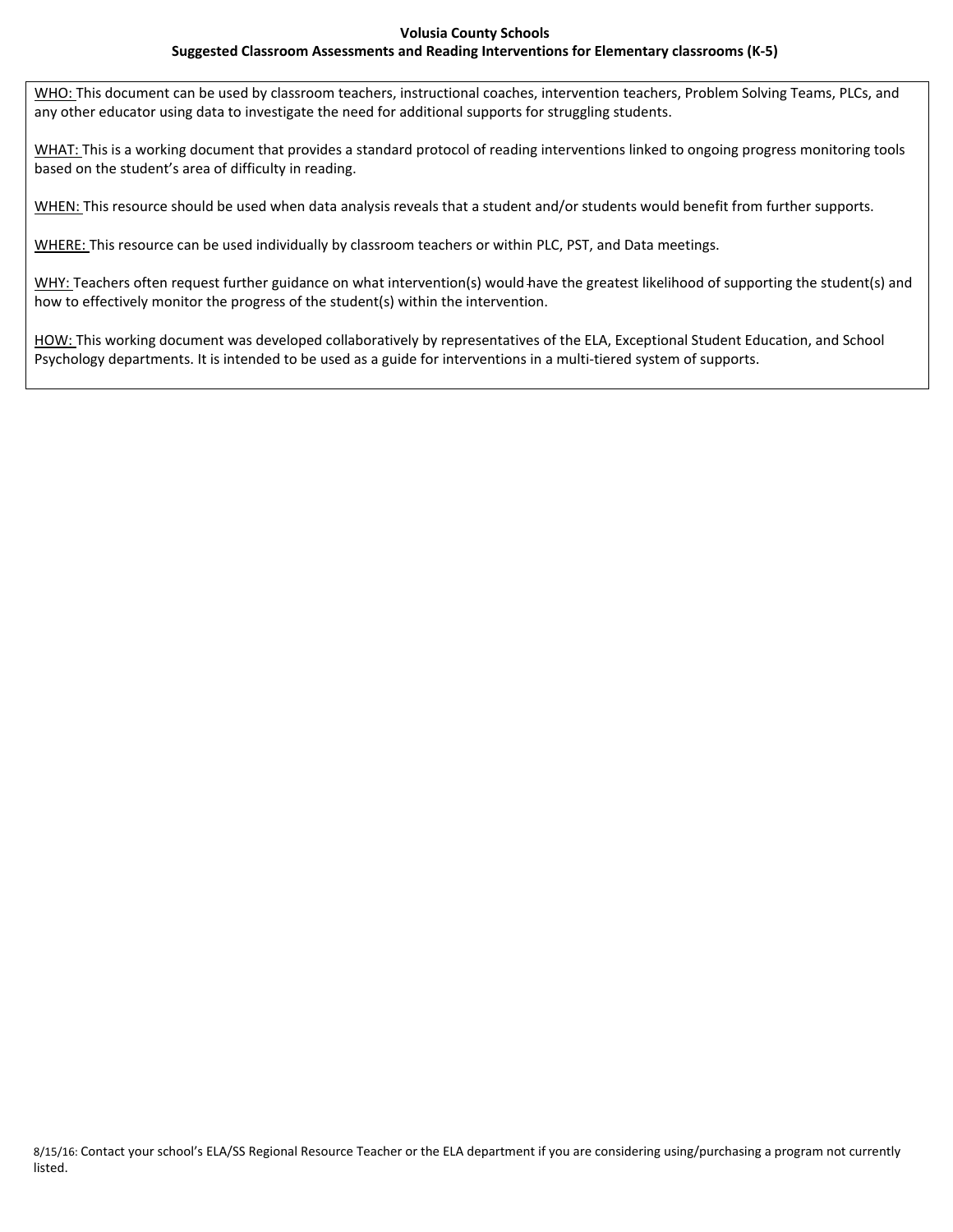**Volusia County Schools**
**Suggested Classroom Assessments and Reading Interventions for Elementary classrooms (K-5)**

WHO: This document can be used by classroom teachers, instructional coaches, intervention teachers, Problem Solving Teams, PLCs, and any other educator using data to investigate the need for additional supports for struggling students.

WHAT: This is a working document that provides a standard protocol of reading interventions linked to ongoing progress monitoring tools based on the student's area of difficulty in reading.

WHEN: This resource should be used when data analysis reveals that a student and/or students would benefit from further supports.

WHERE: This resource can be used individually by classroom teachers or within PLC, PST, and Data meetings.

WHY: Teachers often request further guidance on what intervention(s) would have the greatest likelihood of supporting the student(s) and how to effectively monitor the progress of the student(s) within the intervention.

HOW: This working document was developed collaboratively by representatives of the ELA, Exceptional Student Education, and School Psychology departments. It is intended to be used as a guide for interventions in a multi-tiered system of supports.

8/15/16: Contact your school's ELA/SS Regional Resource Teacher or the ELA department if you are considering using/purchasing a program not currently listed.